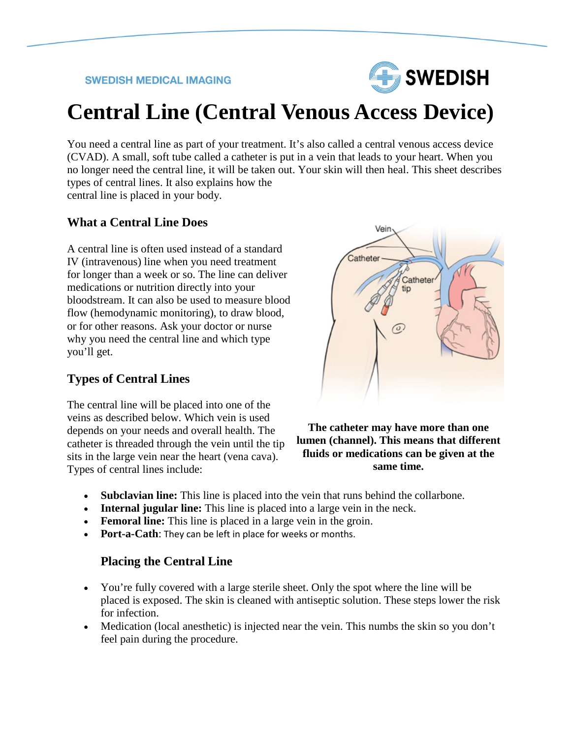SWEDISH MEDICAL IMAGING

# Central Line (Central Venous Access Device)

You need a central line as part of your treatment. It's also called a central venous access device (CVAD). A small, soft tube called a catheter is put in a vein that leads to your heart. When you no longer need the central line, it will be taken out. Your skin will then heal. This sheet describes types of central lines. It also explains how the central line is placed in your body.

## What a Central Line Does

A central line is often used instead of a standard IV (intravenous) line when you need treatment for longer than a week or so. The line can deliver medications or nutrition directly into your bloodstream. It can also be used to measure blood flow (hemodynamic monitoring), to draw blood, or for other reasons. Ask your doctor or nurse why you need the central line and which type you'll get.

Vein

Catheter

Catheter tip

**The catheter may have more than one lumen (channel). This means that different fluids or medications can be given at the same time.**

## Types of Central Lines

The central line will be placed into one of the veins as described below. Which vein is used depends on your needs and overall health. The catheter is threaded through the vein until the tip sits in the large vein near the heart (vena cava). Types of central lines include:

- **Subclavian line:** This line is placed into the vein that runs behind the collarbone.
- **Internal jugular line:** This line is placed into a large vein in the neck.
- **Femoral line:** This line is placed in a large vein in the groin.
- **Port-a-Cath**: They can be left in place for weeks or months.

## Placing the Central Line

- You're fully covered with a large sterile sheet. Only the spot where the line will be placed is exposed. The skin is cleaned with antiseptic solution. These steps lower the risk for infection.
- Medication (local anesthetic) is injected near the vein. This numbs the skin so you don't feel pain during the procedure.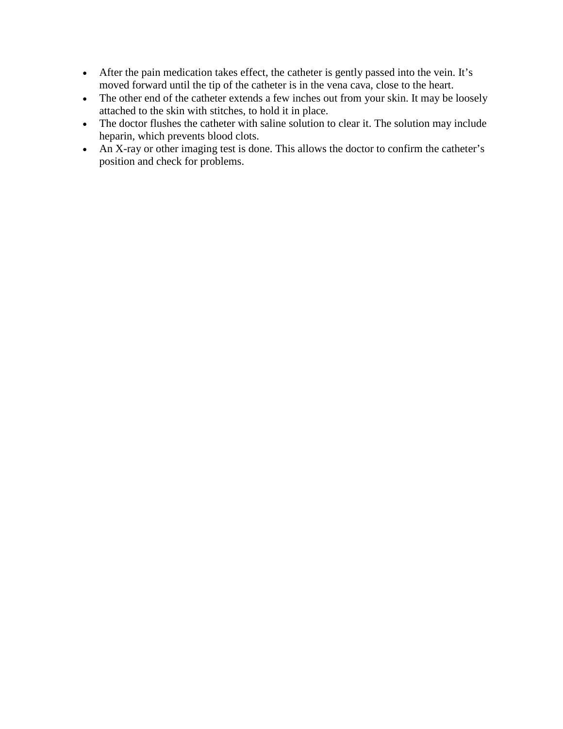- After the pain medication takes effect, the catheter is gently passed into the vein. It's moved forward until the tip of the catheter is in the vena cava, close to the heart.
- The other end of the catheter extends a few inches out from your skin. It may be loosely attached to the skin with stitches, to hold it in place.
- The doctor flushes the catheter with saline solution to clear it. The solution may include heparin, which prevents blood clots.
- An X-ray or other imaging test is done. This allows the doctor to confirm the catheter's position and check for problems.